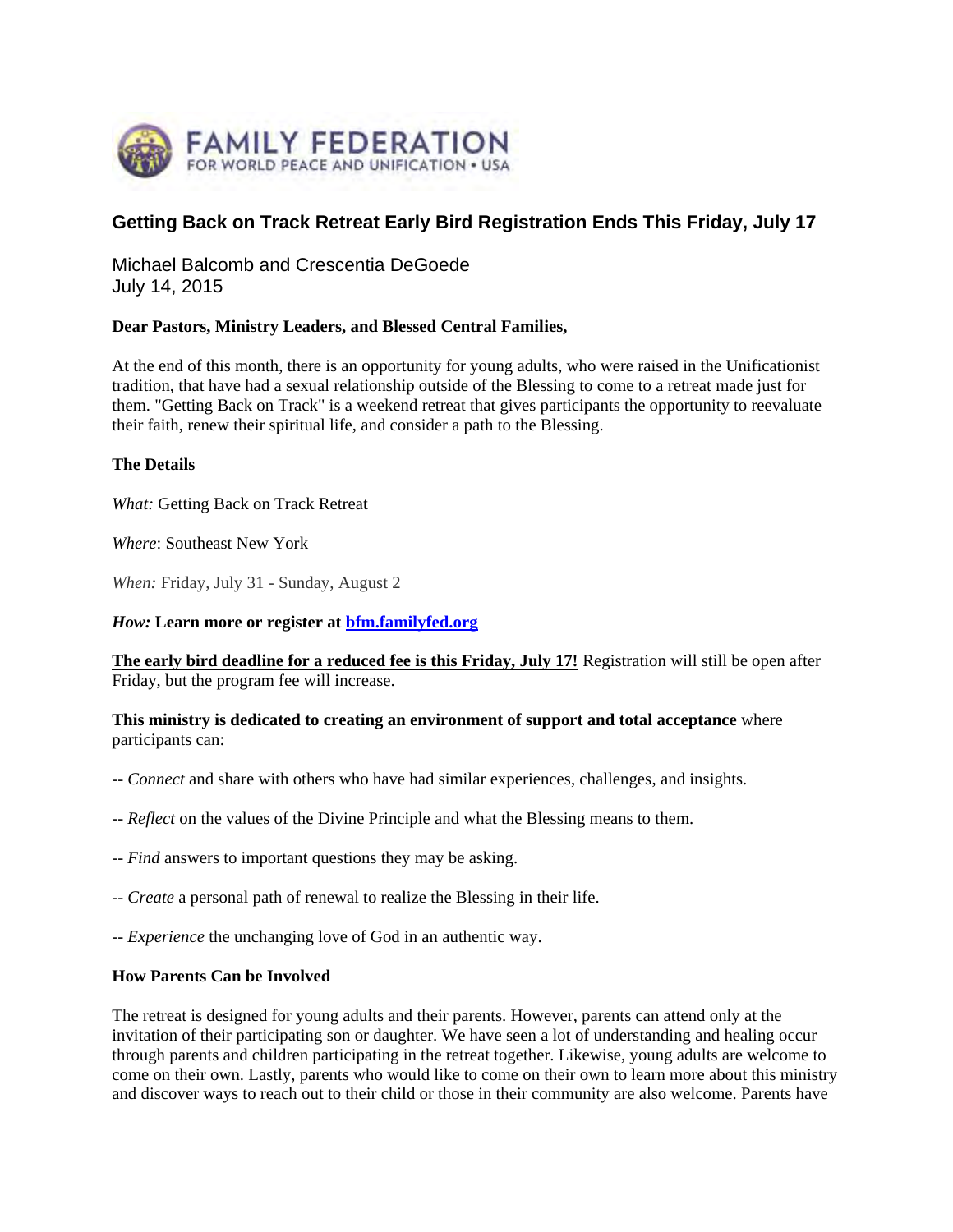FAMILY FEDERATION
FOR WORLD PEACE AND UNIFICATION • USA

## Getting Back on Track Retreat Early Bird Registration Ends This Friday, July 17

Michael Balcomb and Crescentia DeGoede
July 14, 2015

**Dear Pastors, Ministry Leaders, and Blessed Central Families,**

At the end of this month, there is an opportunity for young adults, who were raised in the Unificationist tradition, that have had a sexual relationship outside of the Blessing to come to a retreat made just for them. "Getting Back on Track" is a weekend retreat that gives participants the opportunity to reevaluate their faith, renew their spiritual life, and consider a path to the Blessing.

**The Details**

*What:* Getting Back on Track Retreat

*Where*: Southeast New York

*When:* Friday, July 31 - Sunday, August 2

***How:* Learn more or register at [bfm.familyfed.org](bfm.familyfed.org)**

**The early bird deadline for a reduced fee is this Friday, July 17!** Registration will still be open after Friday, but the program fee will increase.

**This ministry is dedicated to creating an environment of support and total acceptance** where participants can:

-- *Connect* and share with others who have had similar experiences, challenges, and insights.

-- *Reflect* on the values of the Divine Principle and what the Blessing means to them.

-- *Find* answers to important questions they may be asking.

-- *Create* a personal path of renewal to realize the Blessing in their life.

-- *Experience* the unchanging love of God in an authentic way.

**How Parents Can be Involved**

The retreat is designed for young adults and their parents. However, parents can attend only at the invitation of their participating son or daughter. We have seen a lot of understanding and healing occur through parents and children participating in the retreat together. Likewise, young adults are welcome to come on their own. Lastly, parents who would like to come on their own to learn more about this ministry and discover ways to reach out to their child or those in their community are also welcome. Parents have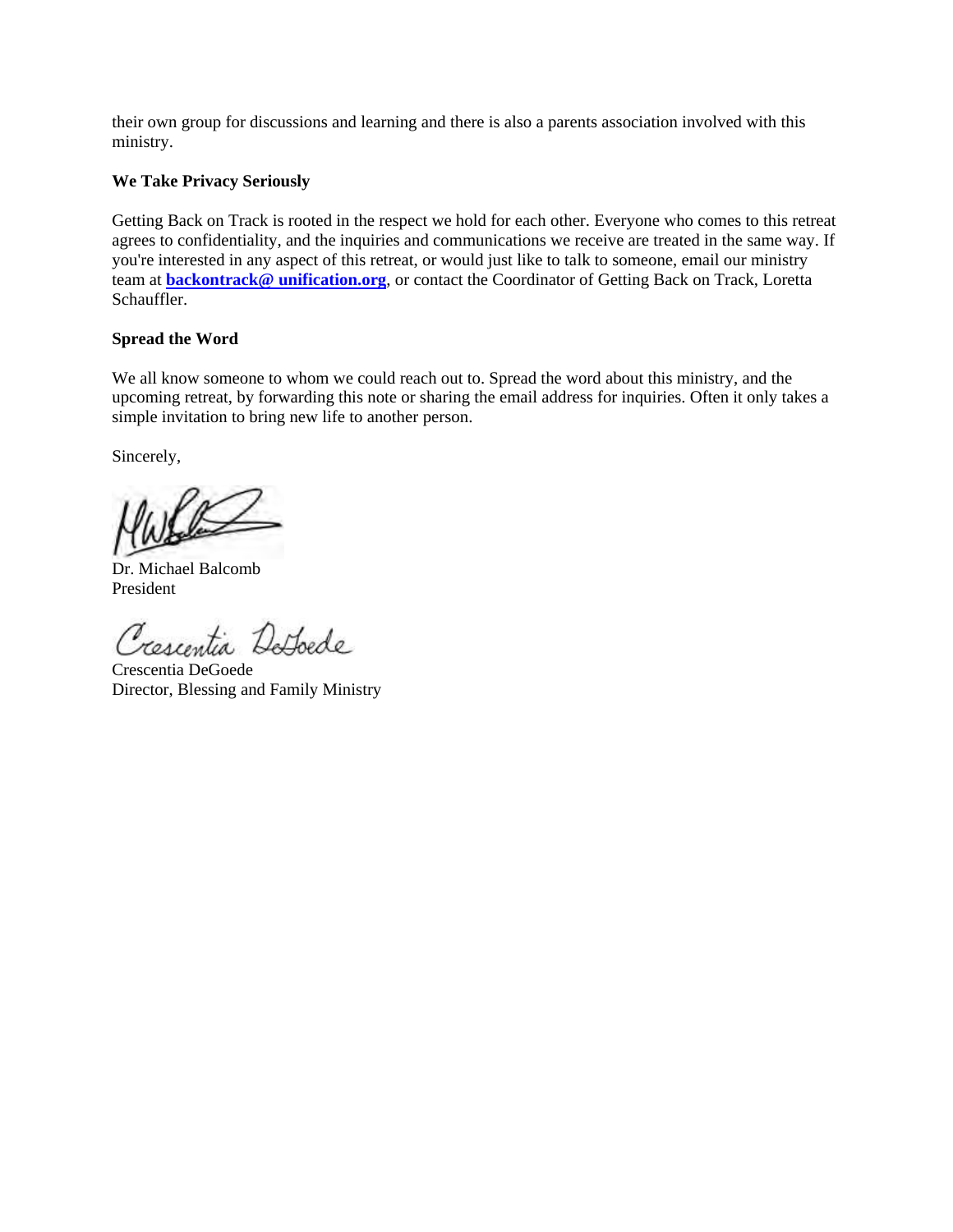their own group for discussions and learning and there is also a parents association involved with this ministry.

**We Take Privacy Seriously**

Getting Back on Track is rooted in the respect we hold for each other. Everyone who comes to this retreat agrees to confidentiality, and the inquiries and communications we receive are treated in the same way. If you're interested in any aspect of this retreat, or would just like to talk to someone, email our ministry team at **backontrack@ unification.org**, or contact the Coordinator of Getting Back on Track, Loretta Schauffler.

**Spread the Word**

We all know someone to whom we could reach out to. Spread the word about this ministry, and the upcoming retreat, by forwarding this note or sharing the email address for inquiries. Often it only takes a simple invitation to bring new life to another person.

Sincerely,

Dr. Michael Balcomb
President

Crescentia DeGoede
Director, Blessing and Family Ministry